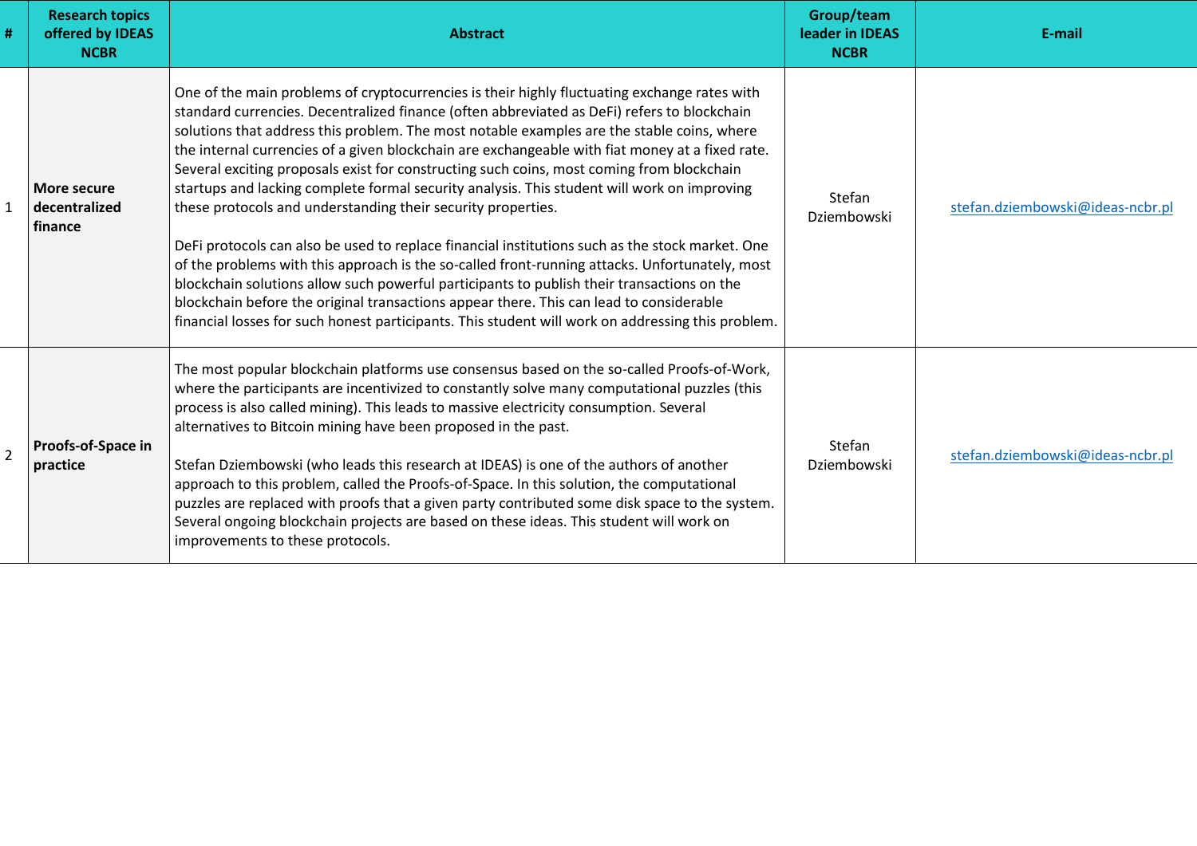| # | Research topics offered by IDEAS NCBR | Abstract | Group/team leader in IDEAS NCBR | E-mail |
|---|---|---|---|---|
| 1 | **More secure decentralized finance** | One of the main problems of cryptocurrencies is their highly fluctuating exchange rates with standard currencies. Decentralized finance (often abbreviated as DeFi) refers to blockchain solutions that address this problem. The most notable examples are the stable coins, where the internal currencies of a given blockchain are exchangeable with fiat money at a fixed rate. Several exciting proposals exist for constructing such coins, most coming from blockchain startups and lacking complete formal security analysis. This student will work on improving these protocols and understanding their security properties.<br><br>DeFi protocols can also be used to replace financial institutions such as the stock market. One of the problems with this approach is the so-called front-running attacks. Unfortunately, most blockchain solutions allow such powerful participants to publish their transactions on the blockchain before the original transactions appear there. This can lead to considerable financial losses for such honest participants. This student will work on addressing this problem. | Stefan Dziembowski | stefan.dziembowski@ideas-ncbr.pl |
| 2 | **Proofs-of-Space in practice** | The most popular blockchain platforms use consensus based on the so-called Proofs-of-Work, where the participants are incentivized to constantly solve many computational puzzles (this process is also called mining). This leads to massive electricity consumption. Several alternatives to Bitcoin mining have been proposed in the past.<br><br>Stefan Dziembowski (who leads this research at IDEAS) is one of the authors of another approach to this problem, called the Proofs-of-Space. In this solution, the computational puzzles are replaced with proofs that a given party contributed some disk space to the system. Several ongoing blockchain projects are based on these ideas. This student will work on improvements to these protocols. | Stefan Dziembowski | stefan.dziembowski@ideas-ncbr.pl |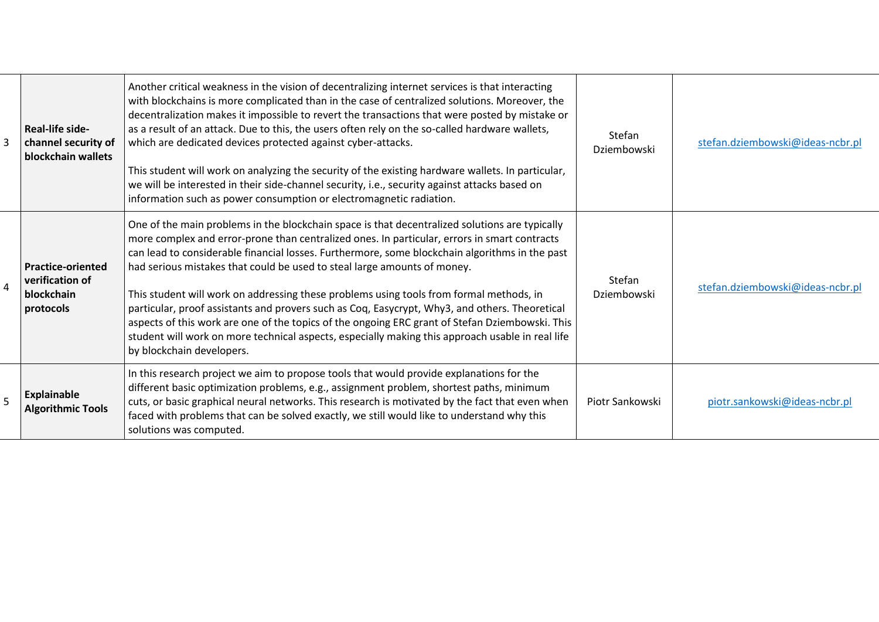| 3 | **Real-life side-channel security of blockchain wallets** | Another critical weakness in the vision of decentralizing internet services is that interacting with blockchains is more complicated than in the case of centralized solutions. Moreover, the decentralization makes it impossible to revert the transactions that were posted by mistake or as a result of an attack. Due to this, the users often rely on the so-called hardware wallets, which are dedicated devices protected against cyber-attacks.<br><br>This student will work on analyzing the security of the existing hardware wallets. In particular, we will be interested in their side-channel security, i.e., security against attacks based on information such as power consumption or electromagnetic radiation. | Stefan Dziembowski | stefan.dziembowski@ideas-ncbr.pl |
|---|---|---|---|---|
| 4 | **Practice-oriented verification of blockchain protocols** | One of the main problems in the blockchain space is that decentralized solutions are typically more complex and error-prone than centralized ones. In particular, errors in smart contracts can lead to considerable financial losses. Furthermore, some blockchain algorithms in the past had serious mistakes that could be used to steal large amounts of money.<br><br>This student will work on addressing these problems using tools from formal methods, in particular, proof assistants and provers such as Coq, Easycrypt, Why3, and others. Theoretical aspects of this work are one of the topics of the ongoing ERC grant of Stefan Dziembowski. This student will work on more technical aspects, especially making this approach usable in real life by blockchain developers. | Stefan Dziembowski | stefan.dziembowski@ideas-ncbr.pl |
| 5 | **Explainable Algorithmic Tools** | In this research project we aim to propose tools that would provide explanations for the different basic optimization problems, e.g., assignment problem, shortest paths, minimum cuts, or basic graphical neural networks. This research is motivated by the fact that even when faced with problems that can be solved exactly, we still would like to understand why this solutions was computed. | Piotr Sankowski | piotr.sankowski@ideas-ncbr.pl |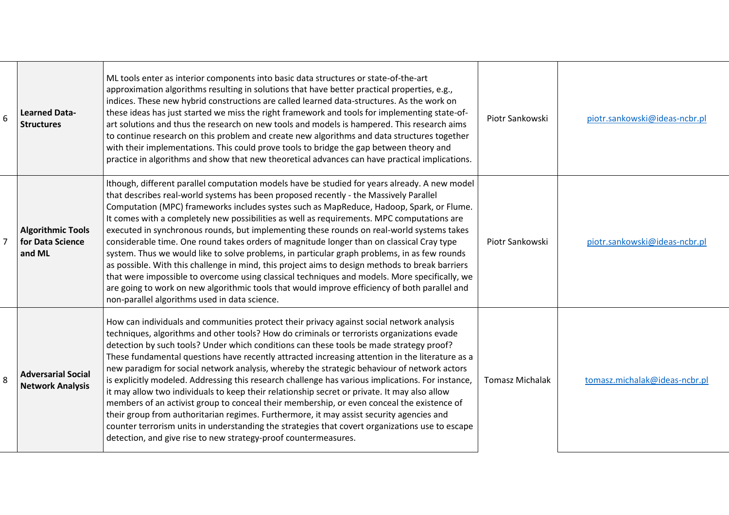| | | | | |
|---|---|---|---|---|
| 6 | **Learned Data-Structures** | ML tools enter as interior components into basic data structures or state-of-the-art approximation algorithms resulting in solutions that have better practical properties, e.g., indices. These new hybrid constructions are called learned data-structures. As the work on these ideas has just started we miss the right framework and tools for implementing state-of-art solutions and thus the research on new tools and models is hampered. This research aims to continue research on this problem and create new algorithms and data structures together with their implementations. This could prove tools to bridge the gap between theory and practice in algorithms and show that new theoretical advances can have practical implications. | Piotr Sankowski | piotr.sankowski@ideas-ncbr.pl |
| 7 | **Algorithmic Tools for Data Science and ML** | lthough, different parallel computation models have be studied for years already. A new model that describes real-world systems has been proposed recently - the Massively Parallel Computation (MPC) frameworks includes systes such as MapReduce, Hadoop, Spark, or Flume. It comes with a completely new possibilities as well as requirements. MPC computations are executed in synchronous rounds, but implementing these rounds on real-world systems takes considerable time. One round takes orders of magnitude longer than on classical Cray type system. Thus we would like to solve problems, in particular graph problems, in as few rounds as possible. With this challenge in mind, this project aims to design methods to break barriers that were impossible to overcome using classical techniques and models. More specifically, we are going to work on new algorithmic tools that would improve efficiency of both parallel and non-parallel algorithms used in data science. | Piotr Sankowski | piotr.sankowski@ideas-ncbr.pl |
| 8 | **Adversarial Social Network Analysis** | How can individuals and communities protect their privacy against social network analysis techniques, algorithms and other tools? How do criminals or terrorists organizations evade detection by such tools? Under which conditions can these tools be made strategy proof? These fundamental questions have recently attracted increasing attention in the literature as a new paradigm for social network analysis, whereby the strategic behaviour of network actors is explicitly modeled. Addressing this research challenge has various implications. For instance, it may allow two individuals to keep their relationship secret or private. It may also allow members of an activist group to conceal their membership, or even conceal the existence of their group from authoritarian regimes. Furthermore, it may assist security agencies and counter terrorism units in understanding the strategies that covert organizations use to escape detection, and give rise to new strategy-proof countermeasures. | Tomasz Michalak | tomasz.michalak@ideas-ncbr.pl |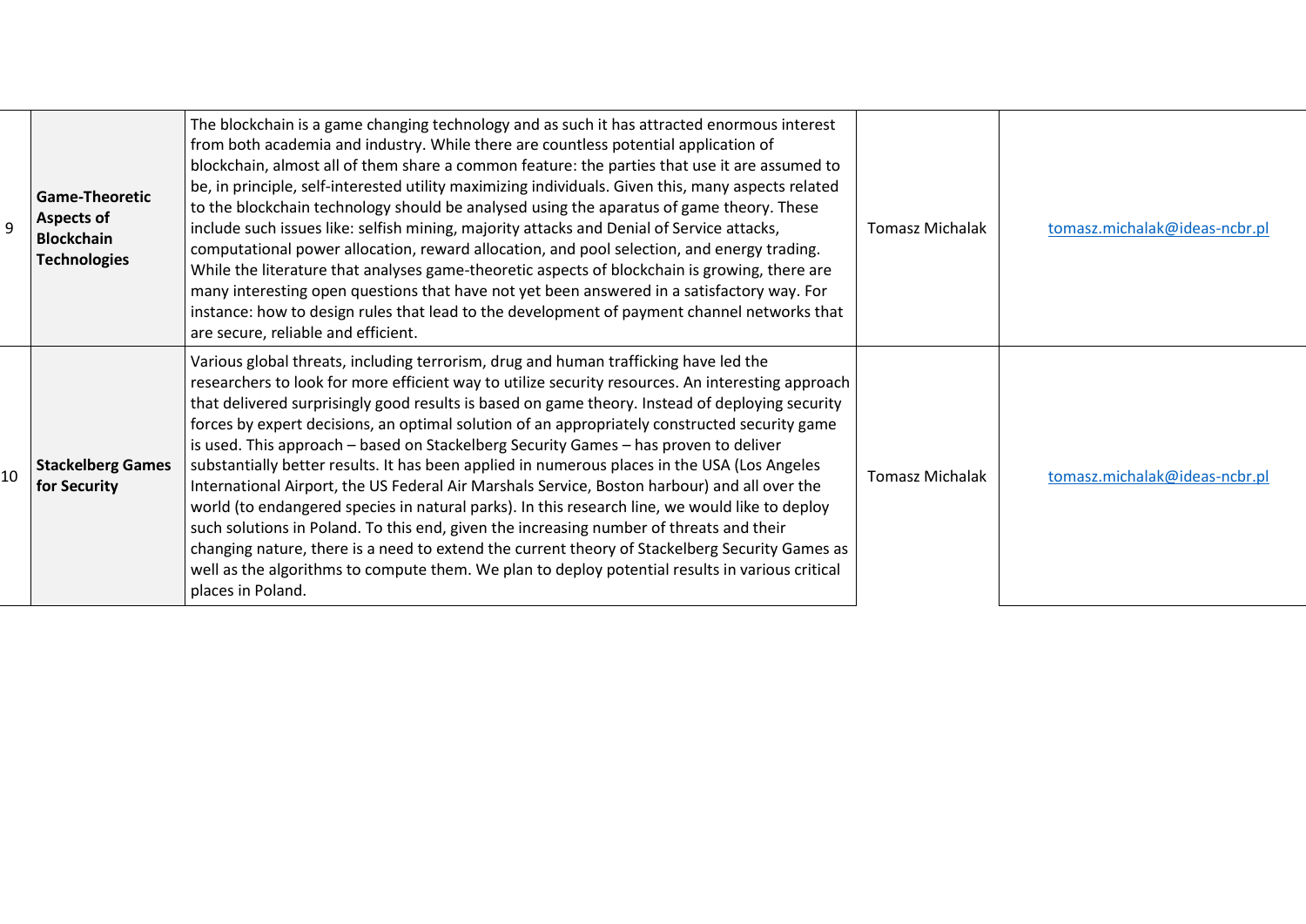| | | | | |
|---|---|---|---|---|
| 9 | **Game-Theoretic Aspects of Blockchain Technologies** | The blockchain is a game changing technology and as such it has attracted enormous interest from both academia and industry. While there are countless potential application of blockchain, almost all of them share a common feature: the parties that use it are assumed to be, in principle, self-interested utility maximizing individuals. Given this, many aspects related to the blockchain technology should be analysed using the aparatus of game theory. These include such issues like: selfish mining, majority attacks and Denial of Service attacks, computational power allocation, reward allocation, and pool selection, and energy trading. While the literature that analyses game-theoretic aspects of blockchain is growing, there are many interesting open questions that have not yet been answered in a satisfactory way. For instance: how to design rules that lead to the development of payment channel networks that are secure, reliable and efficient. | Tomasz Michalak | tomasz.michalak@ideas-ncbr.pl |
| 10 | **Stackelberg Games for Security** | Various global threats, including terrorism, drug and human trafficking have led the researchers to look for more efficient way to utilize security resources. An interesting approach that delivered surprisingly good results is based on game theory. Instead of deploying security forces by expert decisions, an optimal solution of an appropriately constructed security game is used. This approach – based on Stackelberg Security Games – has proven to deliver substantially better results. It has been applied in numerous places in the USA (Los Angeles International Airport, the US Federal Air Marshals Service, Boston harbour) and all over the world (to endangered species in natural parks). In this research line, we would like to deploy such solutions in Poland. To this end, given the increasing number of threats and their changing nature, there is a need to extend the current theory of Stackelberg Security Games as well as the algorithms to compute them. We plan to deploy potential results in various critical places in Poland. | Tomasz Michalak | tomasz.michalak@ideas-ncbr.pl |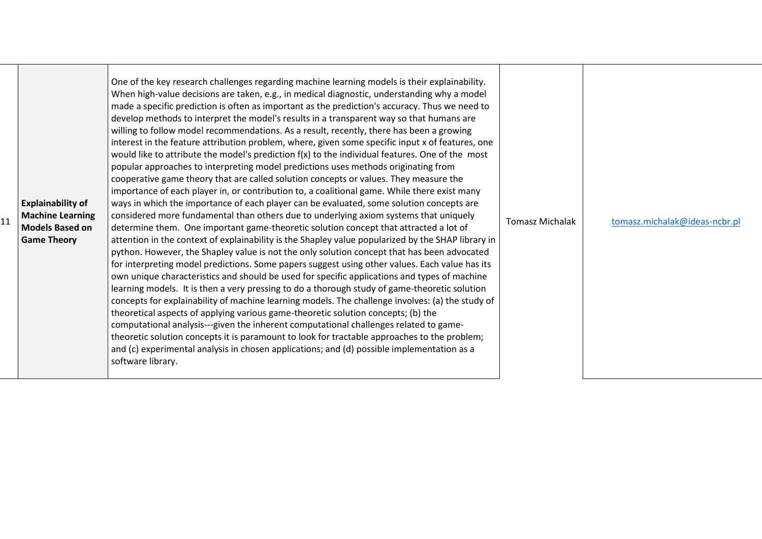| | | | | |
|---|---|---|---|---|
| 11 | **Explainability of Machine Learning Models Based on Game Theory** | One of the key research challenges regarding machine learning models is their explainability. When high-value decisions are taken, e.g., in medical diagnostic, understanding why a model made a specific prediction is often as important as the prediction's accuracy. Thus we need to develop methods to interpret the model's results in a transparent way so that humans are willing to follow model recommendations. As a result, recently, there has been a growing interest in the feature attribution problem, where, given some specific input x of features, one would like to attribute the model's prediction f(x) to the individual features. One of the most popular approaches to interpreting model predictions uses methods originating from cooperative game theory that are called solution concepts or values. They measure the importance of each player in, or contribution to, a coalitional game. While there exist many ways in which the importance of each player can be evaluated, some solution concepts are considered more fundamental than others due to underlying axiom systems that uniquely determine them. One important game-theoretic solution concept that attracted a lot of attention in the context of explainability is the Shapley value popularized by the SHAP library in python. However, the Shapley value is not the only solution concept that has been advocated for interpreting model predictions. Some papers suggest using other values. Each value has its own unique characteristics and should be used for specific applications and types of machine learning models. It is then a very pressing to do a thorough study of game-theoretic solution concepts for explainability of machine learning models. The challenge involves: (a) the study of theoretical aspects of applying various game-theoretic solution concepts; (b) the computational analysis---given the inherent computational challenges related to game-theoretic solution concepts it is paramount to look for tractable approaches to the problem; and (c) experimental analysis in chosen applications; and (d) possible implementation as a software library. | Tomasz Michalak | tomasz.michalak@ideas-ncbr.pl |